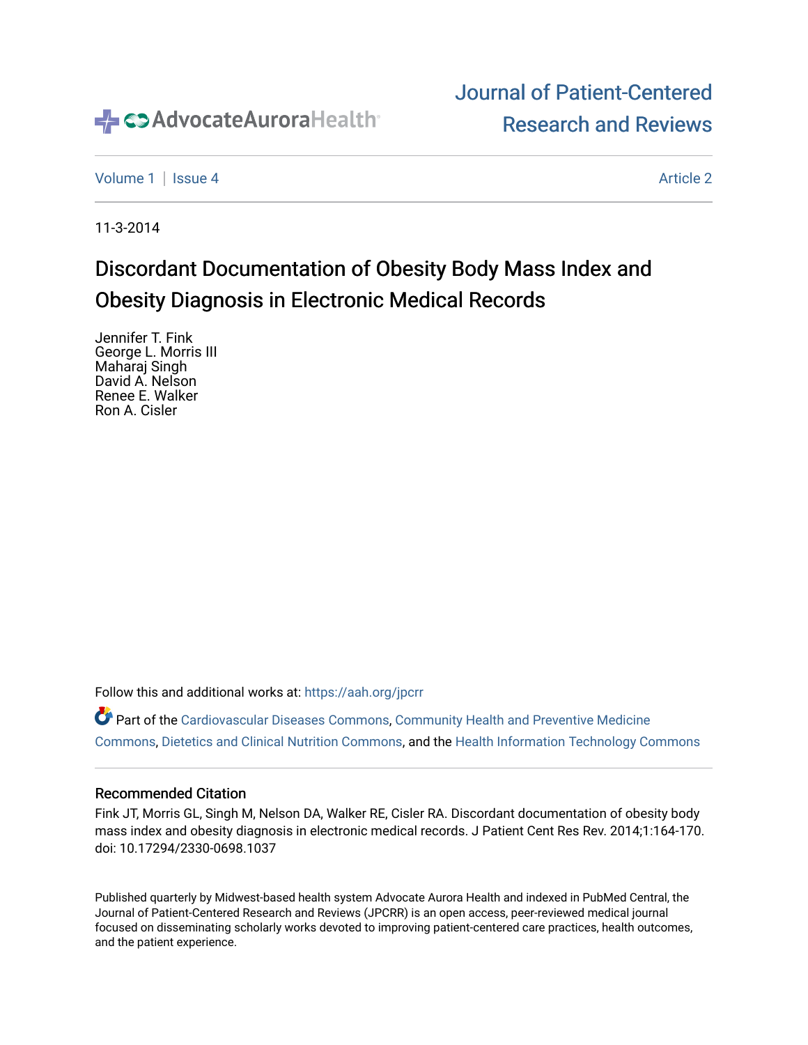AdvocateAuroraHealth

# Journal of Patient-Centered Research and Reviews

Volume 1 | Issue 4 — Article 2

11-3-2014

# Discordant Documentation of Obesity Body Mass Index and Obesity Diagnosis in Electronic Medical Records

Jennifer T. Fink
George L. Morris III
Maharaj Singh
David A. Nelson
Renee E. Walker
Ron A. Cisler

Follow this and additional works at: https://aah.org/jpcrr

Part of the Cardiovascular Diseases Commons, Community Health and Preventive Medicine Commons, Dietetics and Clinical Nutrition Commons, and the Health Information Technology Commons

### Recommended Citation

Fink JT, Morris GL, Singh M, Nelson DA, Walker RE, Cisler RA. Discordant documentation of obesity body mass index and obesity diagnosis in electronic medical records. J Patient Cent Res Rev. 2014;1:164-170. doi: 10.17294/2330-0698.1037

Published quarterly by Midwest-based health system Advocate Aurora Health and indexed in PubMed Central, the Journal of Patient-Centered Research and Reviews (JPCRR) is an open access, peer-reviewed medical journal focused on disseminating scholarly works devoted to improving patient-centered care practices, health outcomes, and the patient experience.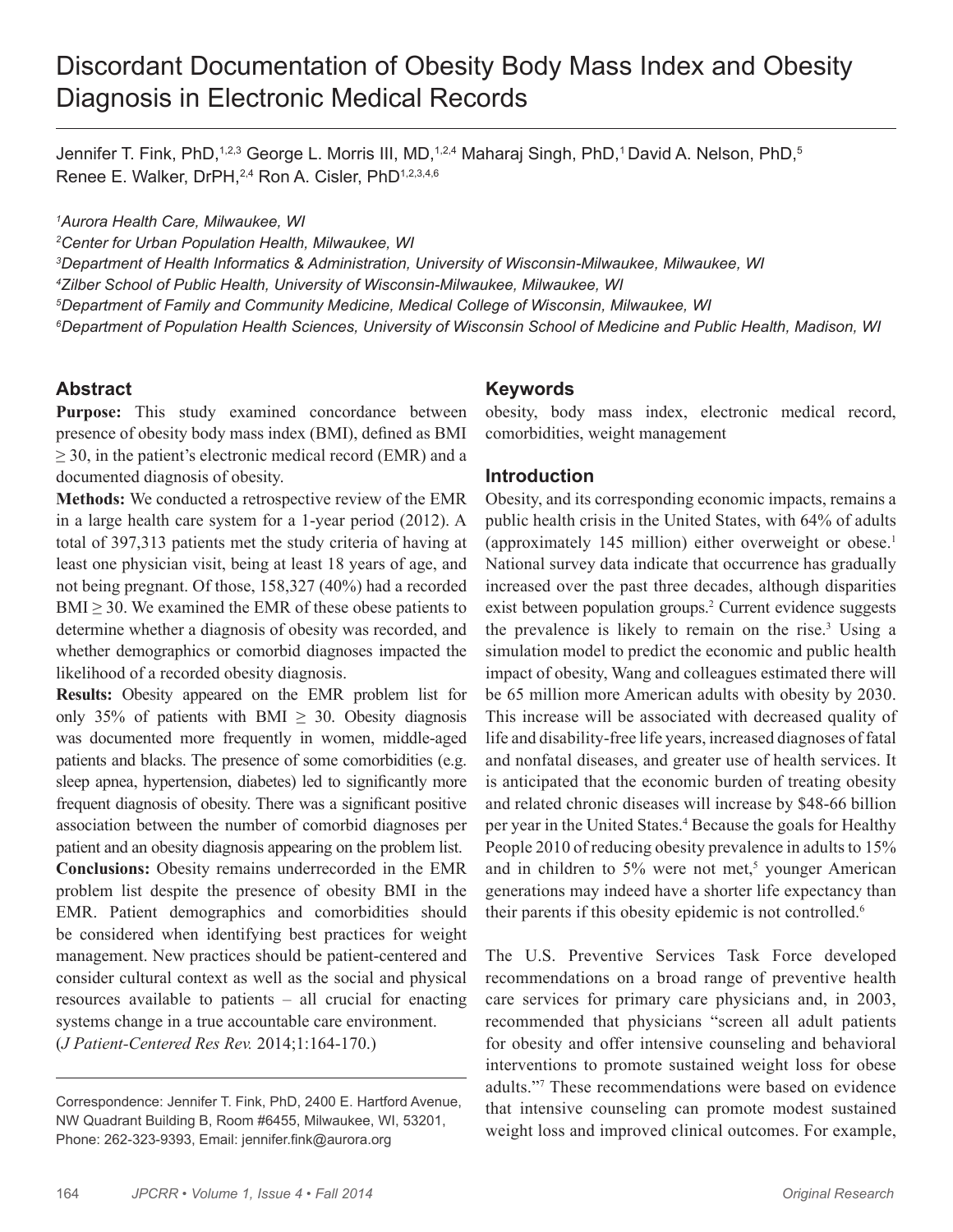# Discordant Documentation of Obesity Body Mass Index and Obesity Diagnosis in Electronic Medical Records

Jennifer T. Fink, PhD,[1,2,3] George L. Morris III, MD,[1,2,4] Maharaj Singh, PhD,[1] David A. Nelson, PhD,[5] Renee E. Walker, DrPH,[2,4] Ron A. Cisler, PhD[1,2,3,4,6]

[1] *Aurora Health Care, Milwaukee, WI*
[2] *Center for Urban Population Health, Milwaukee, WI*
[3] *Department of Health Informatics & Administration, University of Wisconsin-Milwaukee, Milwaukee, WI*
[4] *Zilber School of Public Health, University of Wisconsin-Milwaukee, Milwaukee, WI*
[5] *Department of Family and Community Medicine, Medical College of Wisconsin, Milwaukee, WI*
[6] *Department of Population Health Sciences, University of Wisconsin School of Medicine and Public Health, Madison, WI*

## Abstract

**Purpose:** This study examined concordance between presence of obesity body mass index (BMI), defined as BMI ≥ 30, in the patient's electronic medical record (EMR) and a documented diagnosis of obesity.

**Methods:** We conducted a retrospective review of the EMR in a large health care system for a 1-year period (2012). A total of 397,313 patients met the study criteria of having at least one physician visit, being at least 18 years of age, and not being pregnant. Of those, 158,327 (40%) had a recorded BMI ≥ 30. We examined the EMR of these obese patients to determine whether a diagnosis of obesity was recorded, and whether demographics or comorbid diagnoses impacted the likelihood of a recorded obesity diagnosis.

**Results:** Obesity appeared on the EMR problem list for only 35% of patients with BMI ≥ 30. Obesity diagnosis was documented more frequently in women, middle-aged patients and blacks. The presence of some comorbidities (e.g. sleep apnea, hypertension, diabetes) led to significantly more frequent diagnosis of obesity. There was a significant positive association between the number of comorbid diagnoses per patient and an obesity diagnosis appearing on the problem list.

**Conclusions:** Obesity remains underrecorded in the EMR problem list despite the presence of obesity BMI in the EMR. Patient demographics and comorbidities should be considered when identifying best practices for weight management. New practices should be patient-centered and consider cultural context as well as the social and physical resources available to patients – all crucial for enacting systems change in a true accountable care environment.

(*J Patient-Centered Res Rev.* 2014;1:164-170.)

Correspondence: Jennifer T. Fink, PhD, 2400 E. Hartford Avenue, NW Quadrant Building B, Room #6455, Milwaukee, WI, 53201, Phone: 262-323-9393, Email: jennifer.fink@aurora.org

## Keywords

obesity, body mass index, electronic medical record, comorbidities, weight management

## Introduction

Obesity, and its corresponding economic impacts, remains a public health crisis in the United States, with 64% of adults (approximately 145 million) either overweight or obese.[1] National survey data indicate that occurrence has gradually increased over the past three decades, although disparities exist between population groups.[2] Current evidence suggests the prevalence is likely to remain on the rise.[3] Using a simulation model to predict the economic and public health impact of obesity, Wang and colleagues estimated there will be 65 million more American adults with obesity by 2030. This increase will be associated with decreased quality of life and disability-free life years, increased diagnoses of fatal and nonfatal diseases, and greater use of health services. It is anticipated that the economic burden of treating obesity and related chronic diseases will increase by $48-66 billion per year in the United States.[4] Because the goals for Healthy People 2010 of reducing obesity prevalence in adults to 15% and in children to 5% were not met,[5] younger American generations may indeed have a shorter life expectancy than their parents if this obesity epidemic is not controlled.[6]

The U.S. Preventive Services Task Force developed recommendations on a broad range of preventive health care services for primary care physicians and, in 2003, recommended that physicians "screen all adult patients for obesity and offer intensive counseling and behavioral interventions to promote sustained weight loss for obese adults."[7] These recommendations were based on evidence that intensive counseling can promote modest sustained weight loss and improved clinical outcomes. For example,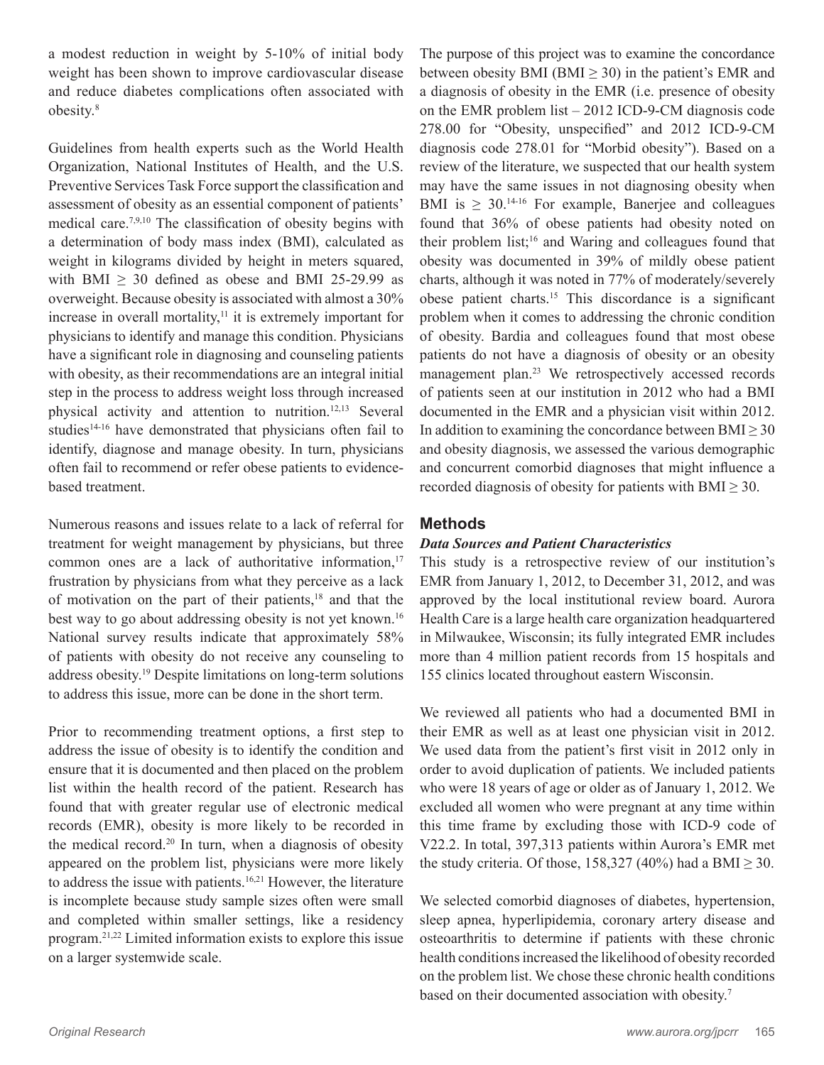a modest reduction in weight by 5-10% of initial body weight has been shown to improve cardiovascular disease and reduce diabetes complications often associated with obesity.[8]

Guidelines from health experts such as the World Health Organization, National Institutes of Health, and the U.S. Preventive Services Task Force support the classification and assessment of obesity as an essential component of patients' medical care.[7,9,10] The classification of obesity begins with a determination of body mass index (BMI), calculated as weight in kilograms divided by height in meters squared, with BMI $\geq$ 30 defined as obese and BMI 25-29.99 as overweight. Because obesity is associated with almost a 30% increase in overall mortality,[11] it is extremely important for physicians to identify and manage this condition. Physicians have a significant role in diagnosing and counseling patients with obesity, as their recommendations are an integral initial step in the process to address weight loss through increased physical activity and attention to nutrition.[12,13] Several studies[14-16] have demonstrated that physicians often fail to identify, diagnose and manage obesity. In turn, physicians often fail to recommend or refer obese patients to evidence-based treatment.

Numerous reasons and issues relate to a lack of referral for treatment for weight management by physicians, but three common ones are a lack of authoritative information,[17] frustration by physicians from what they perceive as a lack of motivation on the part of their patients,[18] and that the best way to go about addressing obesity is not yet known.[16] National survey results indicate that approximately 58% of patients with obesity do not receive any counseling to address obesity.[19] Despite limitations on long-term solutions to address this issue, more can be done in the short term.

Prior to recommending treatment options, a first step to address the issue of obesity is to identify the condition and ensure that it is documented and then placed on the problem list within the health record of the patient. Research has found that with greater regular use of electronic medical records (EMR), obesity is more likely to be recorded in the medical record.[20] In turn, when a diagnosis of obesity appeared on the problem list, physicians were more likely to address the issue with patients.[16,21] However, the literature is incomplete because study sample sizes often were small and completed within smaller settings, like a residency program.[21,22] Limited information exists to explore this issue on a larger systemwide scale.

The purpose of this project was to examine the concordance between obesity BMI (BMI $\geq$ 30) in the patient's EMR and a diagnosis of obesity in the EMR (i.e. presence of obesity on the EMR problem list – 2012 ICD-9-CM diagnosis code 278.00 for "Obesity, unspecified" and 2012 ICD-9-CM diagnosis code 278.01 for "Morbid obesity"). Based on a review of the literature, we suspected that our health system may have the same issues in not diagnosing obesity when BMI is $\geq$ 30.[14-16] For example, Banerjee and colleagues found that 36% of obese patients had obesity noted on their problem list;[16] and Waring and colleagues found that obesity was documented in 39% of mildly obese patient charts, although it was noted in 77% of moderately/severely obese patient charts.[15] This discordance is a significant problem when it comes to addressing the chronic condition of obesity. Bardia and colleagues found that most obese patients do not have a diagnosis of obesity or an obesity management plan.[23] We retrospectively accessed records of patients seen at our institution in 2012 who had a BMI documented in the EMR and a physician visit within 2012. In addition to examining the concordance between BMI $\geq$ 30 and obesity diagnosis, we assessed the various demographic and concurrent comorbid diagnoses that might influence a recorded diagnosis of obesity for patients with BMI $\geq$ 30.

## Methods

### *Data Sources and Patient Characteristics*

This study is a retrospective review of our institution's EMR from January 1, 2012, to December 31, 2012, and was approved by the local institutional review board. Aurora Health Care is a large health care organization headquartered in Milwaukee, Wisconsin; its fully integrated EMR includes more than 4 million patient records from 15 hospitals and 155 clinics located throughout eastern Wisconsin.

We reviewed all patients who had a documented BMI in their EMR as well as at least one physician visit in 2012. We used data from the patient's first visit in 2012 only in order to avoid duplication of patients. We included patients who were 18 years of age or older as of January 1, 2012. We excluded all women who were pregnant at any time within this time frame by excluding those with ICD-9 code of V22.2. In total, 397,313 patients within Aurora's EMR met the study criteria. Of those, 158,327 (40%) had a BMI $\geq$ 30.

We selected comorbid diagnoses of diabetes, hypertension, sleep apnea, hyperlipidemia, coronary artery disease and osteoarthritis to determine if patients with these chronic health conditions increased the likelihood of obesity recorded on the problem list. We chose these chronic health conditions based on their documented association with obesity.[7]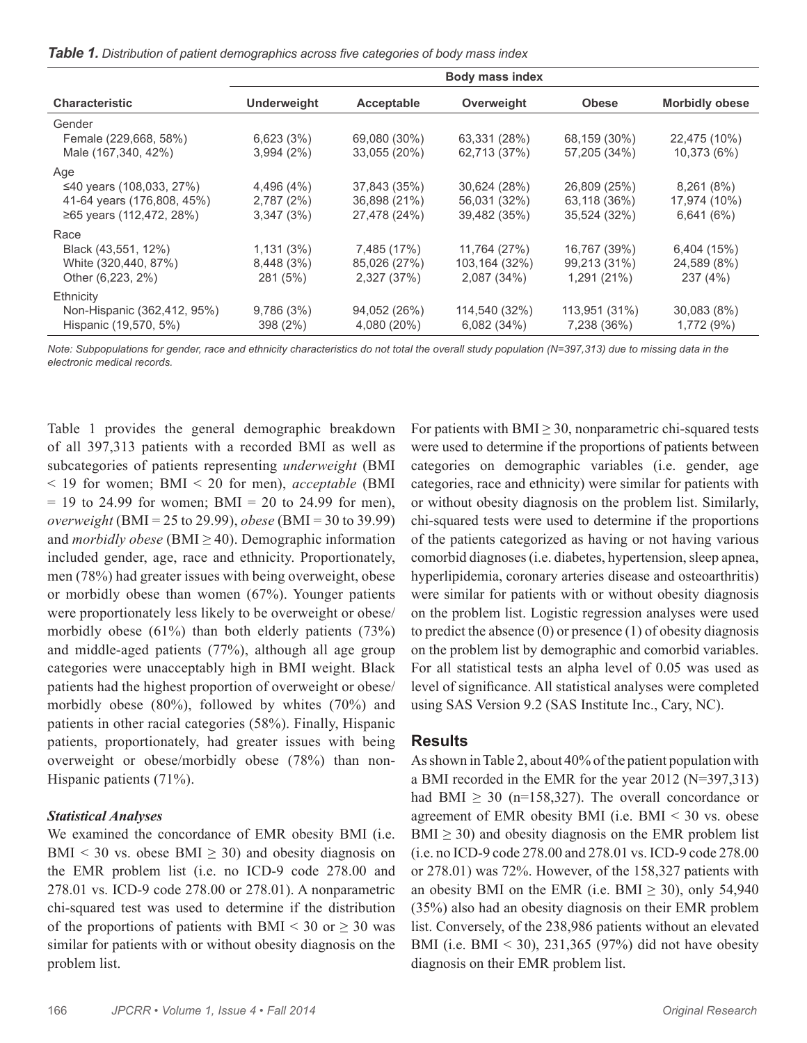***Table 1.*** *Distribution of patient demographics across five categories of body mass index*

| Characteristic | Body mass index | | | | |
|---|---|---|---|---|---|
| | **Underweight** | **Acceptable** | **Overweight** | **Obese** | **Morbidly obese** |
| Gender | | | | | |
| Female (229,668, 58%) | 6,623 (3%) | 69,080 (30%) | 63,331 (28%) | 68,159 (30%) | 22,475 (10%) |
| Male (167,340, 42%) | 3,994 (2%) | 33,055 (20%) | 62,713 (37%) | 57,205 (34%) | 10,373 (6%) |
| Age | | | | | |
| ≤40 years (108,033, 27%) | 4,496 (4%) | 37,843 (35%) | 30,624 (28%) | 26,809 (25%) | 8,261 (8%) |
| 41-64 years (176,808, 45%) | 2,787 (2%) | 36,898 (21%) | 56,031 (32%) | 63,118 (36%) | 17,974 (10%) |
| ≥65 years (112,472, 28%) | 3,347 (3%) | 27,478 (24%) | 39,482 (35%) | 35,524 (32%) | 6,641 (6%) |
| Race | | | | | |
| Black (43,551, 12%) | 1,131 (3%) | 7,485 (17%) | 11,764 (27%) | 16,767 (39%) | 6,404 (15%) |
| White (320,440, 87%) | 8,448 (3%) | 85,026 (27%) | 103,164 (32%) | 99,213 (31%) | 24,589 (8%) |
| Other (6,223, 2%) | 281 (5%) | 2,327 (37%) | 2,087 (34%) | 1,291 (21%) | 237 (4%) |
| Ethnicity | | | | | |
| Non-Hispanic (362,412, 95%) | 9,786 (3%) | 94,052 (26%) | 114,540 (32%) | 113,951 (31%) | 30,083 (8%) |
| Hispanic (19,570, 5%) | 398 (2%) | 4,080 (20%) | 6,082 (34%) | 7,238 (36%) | 1,772 (9%) |

*Note: Subpopulations for gender, race and ethnicity characteristics do not total the overall study population (N=397,313) due to missing data in the electronic medical records.*

Table 1 provides the general demographic breakdown of all 397,313 patients with a recorded BMI as well as subcategories of patients representing *underweight* (BMI < 19 for women; BMI < 20 for men), *acceptable* (BMI = 19 to 24.99 for women; BMI = 20 to 24.99 for men), *overweight* (BMI = 25 to 29.99), *obese* (BMI = 30 to 39.99) and *morbidly obese* (BMI ≥ 40). Demographic information included gender, age, race and ethnicity. Proportionately, men (78%) had greater issues with being overweight, obese or morbidly obese than women (67%). Younger patients were proportionately less likely to be overweight or obese/morbidly obese (61%) than both elderly patients (73%) and middle-aged patients (77%), although all age group categories were unacceptably high in BMI weight. Black patients had the highest proportion of overweight or obese/morbidly obese (80%), followed by whites (70%) and patients in other racial categories (58%). Finally, Hispanic patients, proportionately, had greater issues with being overweight or obese/morbidly obese (78%) than non-Hispanic patients (71%).

### *Statistical Analyses*

We examined the concordance of EMR obesity BMI (i.e. BMI < 30 vs. obese BMI ≥ 30) and obesity diagnosis on the EMR problem list (i.e. no ICD-9 code 278.00 and 278.01 vs. ICD-9 code 278.00 or 278.01). A nonparametric chi-squared test was used to determine if the distribution of the proportions of patients with BMI < 30 or ≥ 30 was similar for patients with or without obesity diagnosis on the problem list.

For patients with BMI ≥ 30, nonparametric chi-squared tests were used to determine if the proportions of patients between categories on demographic variables (i.e. gender, age categories, race and ethnicity) were similar for patients with or without obesity diagnosis on the problem list. Similarly, chi-squared tests were used to determine if the proportions of the patients categorized as having or not having various comorbid diagnoses (i.e. diabetes, hypertension, sleep apnea, hyperlipidemia, coronary arteries disease and osteoarthritis) were similar for patients with or without obesity diagnosis on the problem list. Logistic regression analyses were used to predict the absence (0) or presence (1) of obesity diagnosis on the problem list by demographic and comorbid variables. For all statistical tests an alpha level of 0.05 was used as level of significance. All statistical analyses were completed using SAS Version 9.2 (SAS Institute Inc., Cary, NC).

## Results

As shown in Table 2, about 40% of the patient population with a BMI recorded in the EMR for the year 2012 (N=397,313) had BMI ≥ 30 (n=158,327). The overall concordance or agreement of EMR obesity BMI (i.e. BMI < 30 vs. obese BMI ≥ 30) and obesity diagnosis on the EMR problem list (i.e. no ICD-9 code 278.00 and 278.01 vs. ICD-9 code 278.00 or 278.01) was 72%. However, of the 158,327 patients with an obesity BMI on the EMR (i.e. BMI ≥ 30), only 54,940 (35%) also had an obesity diagnosis on their EMR problem list. Conversely, of the 238,986 patients without an elevated BMI (i.e. BMI < 30), 231,365 (97%) did not have obesity diagnosis on their EMR problem list.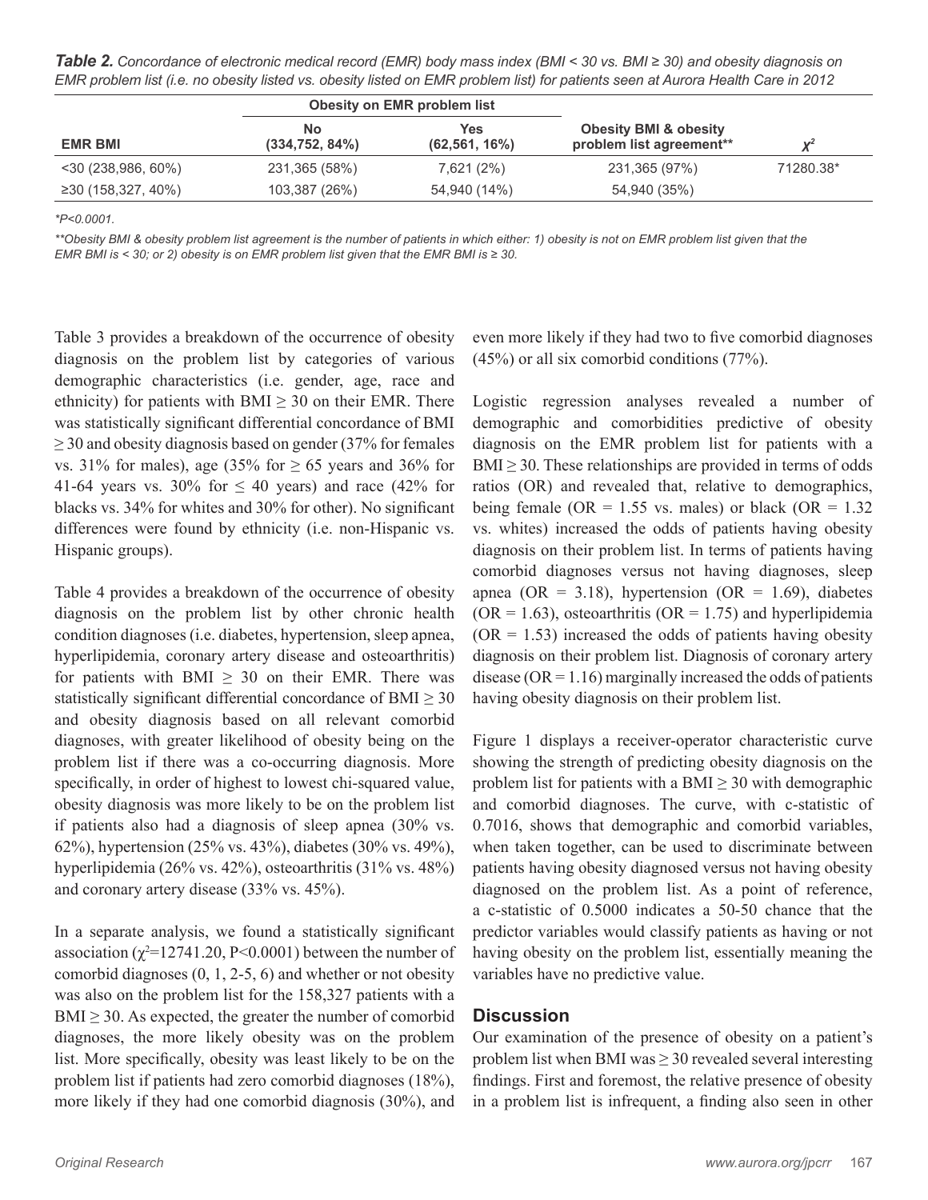***Table 2.*** *Concordance of electronic medical record (EMR) body mass index (BMI < 30 vs. BMI ≥ 30) and obesity diagnosis on EMR problem list (i.e. no obesity listed vs. obesity listed on EMR problem list) for patients seen at Aurora Health Care in 2012*

| | Obesity on EMR problem list | | | |
|---|---|---|---|---|
| **EMR BMI** | **No (334,752, 84%)** | **Yes (62,561, 16%)** | **Obesity BMI & obesity problem list agreement\*\*** | $\chi^2$ |
| <30 (238,986, 60%) | 231,365 (58%) | 7,621 (2%) | 231,365 (97%) | 71280.38* |
| ≥30 (158,327, 40%) | 103,387 (26%) | 54,940 (14%) | 54,940 (35%) | |

*\*P<0.0001.*

*\*\*Obesity BMI & obesity problem list agreement is the number of patients in which either: 1) obesity is not on EMR problem list given that the EMR BMI is < 30; or 2) obesity is on EMR problem list given that the EMR BMI is ≥ 30.*

Table 3 provides a breakdown of the occurrence of obesity diagnosis on the problem list by categories of various demographic characteristics (i.e. gender, age, race and ethnicity) for patients with BMI ≥ 30 on their EMR. There was statistically significant differential concordance of BMI ≥ 30 and obesity diagnosis based on gender (37% for females vs. 31% for males), age (35% for ≥ 65 years and 36% for 41-64 years vs. 30% for ≤ 40 years) and race (42% for blacks vs. 34% for whites and 30% for other). No significant differences were found by ethnicity (i.e. non-Hispanic vs. Hispanic groups).

Table 4 provides a breakdown of the occurrence of obesity diagnosis on the problem list by other chronic health condition diagnoses (i.e. diabetes, hypertension, sleep apnea, hyperlipidemia, coronary artery disease and osteoarthritis) for patients with BMI ≥ 30 on their EMR. There was statistically significant differential concordance of BMI ≥ 30 and obesity diagnosis based on all relevant comorbid diagnoses, with greater likelihood of obesity being on the problem list if there was a co-occurring diagnosis. More specifically, in order of highest to lowest chi-squared value, obesity diagnosis was more likely to be on the problem list if patients also had a diagnosis of sleep apnea (30% vs. 62%), hypertension (25% vs. 43%), diabetes (30% vs. 49%), hyperlipidemia (26% vs. 42%), osteoarthritis (31% vs. 48%) and coronary artery disease (33% vs. 45%).

In a separate analysis, we found a statistically significant association ($\chi^2$=12741.20, P<0.0001) between the number of comorbid diagnoses (0, 1, 2-5, 6) and whether or not obesity was also on the problem list for the 158,327 patients with a BMI ≥ 30. As expected, the greater the number of comorbid diagnoses, the more likely obesity was on the problem list. More specifically, obesity was least likely to be on the problem list if patients had zero comorbid diagnoses (18%), more likely if they had one comorbid diagnosis (30%), and even more likely if they had two to five comorbid diagnoses (45%) or all six comorbid conditions (77%).

Logistic regression analyses revealed a number of demographic and comorbidities predictive of obesity diagnosis on the EMR problem list for patients with a BMI ≥ 30. These relationships are provided in terms of odds ratios (OR) and revealed that, relative to demographics, being female (OR = 1.55 vs. males) or black (OR = 1.32 vs. whites) increased the odds of patients having obesity diagnosis on their problem list. In terms of patients having comorbid diagnoses versus not having diagnoses, sleep apnea (OR = 3.18), hypertension (OR = 1.69), diabetes (OR = 1.63), osteoarthritis (OR = 1.75) and hyperlipidemia (OR = 1.53) increased the odds of patients having obesity diagnosis on their problem list. Diagnosis of coronary artery disease (OR = 1.16) marginally increased the odds of patients having obesity diagnosis on their problem list.

Figure 1 displays a receiver-operator characteristic curve showing the strength of predicting obesity diagnosis on the problem list for patients with a BMI ≥ 30 with demographic and comorbid diagnoses. The curve, with c-statistic of 0.7016, shows that demographic and comorbid variables, when taken together, can be used to discriminate between patients having obesity diagnosed versus not having obesity diagnosed on the problem list. As a point of reference, a c-statistic of 0.5000 indicates a 50-50 chance that the predictor variables would classify patients as having or not having obesity on the problem list, essentially meaning the variables have no predictive value.

## Discussion

Our examination of the presence of obesity on a patient's problem list when BMI was ≥ 30 revealed several interesting findings. First and foremost, the relative presence of obesity in a problem list is infrequent, a finding also seen in other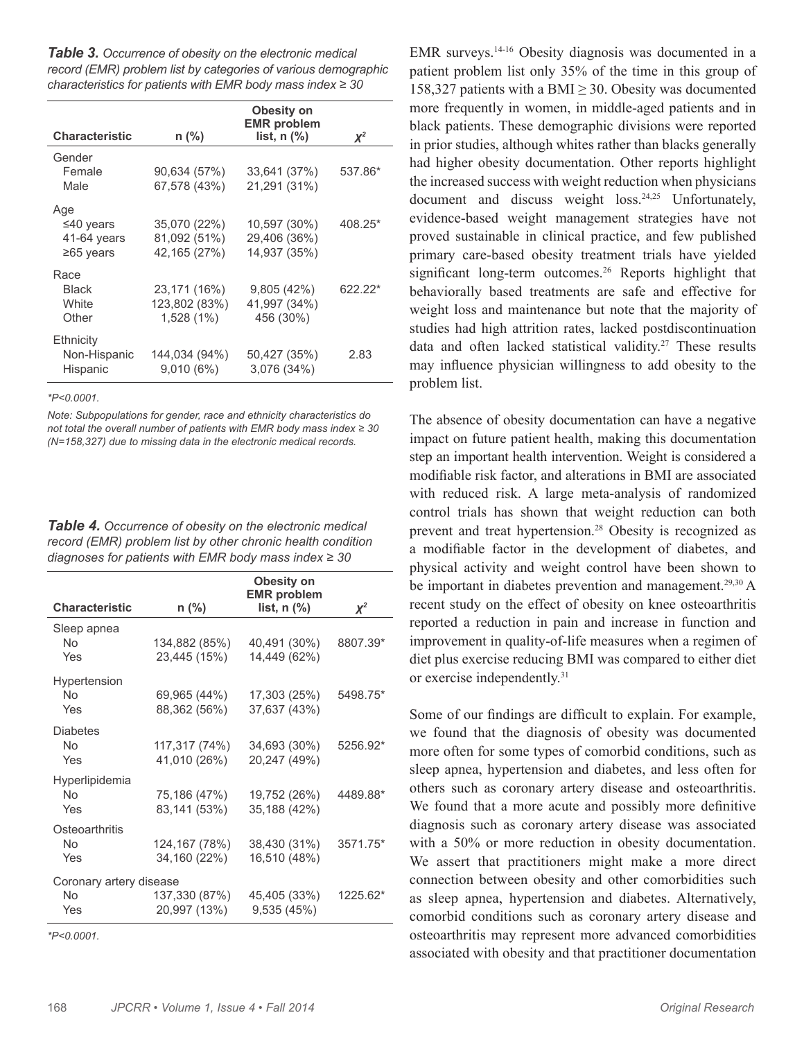***Table 3.*** *Occurrence of obesity on the electronic medical record (EMR) problem list by categories of various demographic characteristics for patients with EMR body mass index ≥ 30*

| Characteristic | n (%) | Obesity on EMR problem list, n (%) | $X^2$ |
|---|---|---|---|
| Gender | | | |
| Female | 90,634 (57%) | 33,641 (37%) | 537.86* |
| Male | 67,578 (43%) | 21,291 (31%) | |
| Age | | | |
| ≤40 years | 35,070 (22%) | 10,597 (30%) | 408.25* |
| 41-64 years | 81,092 (51%) | 29,406 (36%) | |
| ≥65 years | 42,165 (27%) | 14,937 (35%) | |
| Race | | | |
| Black | 23,171 (16%) | 9,805 (42%) | 622.22* |
| White | 123,802 (83%) | 41,997 (34%) | |
| Other | 1,528 (1%) | 456 (30%) | |
| Ethnicity | | | |
| Non-Hispanic | 144,034 (94%) | 50,427 (35%) | 2.83 |
| Hispanic | 9,010 (6%) | 3,076 (34%) | |

*$P<0.0001$.*

*Note: Subpopulations for gender, race and ethnicity characteristics do not total the overall number of patients with EMR body mass index ≥ 30 (N=158,327) due to missing data in the electronic medical records.*

***Table 4.*** *Occurrence of obesity on the electronic medical record (EMR) problem list by other chronic health condition diagnoses for patients with EMR body mass index ≥ 30*

| Characteristic | n (%) | Obesity on EMR problem list, n (%) | $X^2$ |
|---|---|---|---|
| Sleep apnea | | | |
| No | 134,882 (85%) | 40,491 (30%) | 8807.39* |
| Yes | 23,445 (15%) | 14,449 (62%) | |
| Hypertension | | | |
| No | 69,965 (44%) | 17,303 (25%) | 5498.75* |
| Yes | 88,362 (56%) | 37,637 (43%) | |
| Diabetes | | | |
| No | 117,317 (74%) | 34,693 (30%) | 5256.92* |
| Yes | 41,010 (26%) | 20,247 (49%) | |
| Hyperlipidemia | | | |
| No | 75,186 (47%) | 19,752 (26%) | 4489.88* |
| Yes | 83,141 (53%) | 35,188 (42%) | |
| Osteoarthritis | | | |
| No | 124,167 (78%) | 38,430 (31%) | 3571.75* |
| Yes | 34,160 (22%) | 16,510 (48%) | |
| Coronary artery disease | | | |
| No | 137,330 (87%) | 45,405 (33%) | 1225.62* |
| Yes | 20,997 (13%) | 9,535 (45%) | |

*$P<0.0001$.*

EMR surveys.[14-16] Obesity diagnosis was documented in a patient problem list only 35% of the time in this group of 158,327 patients with a BMI ≥ 30. Obesity was documented more frequently in women, in middle-aged patients and in black patients. These demographic divisions were reported in prior studies, although whites rather than blacks generally had higher obesity documentation. Other reports highlight the increased success with weight reduction when physicians document and discuss weight loss.[24,25] Unfortunately, evidence-based weight management strategies have not proved sustainable in clinical practice, and few published primary care-based obesity treatment trials have yielded significant long-term outcomes.[26] Reports highlight that behaviorally based treatments are safe and effective for weight loss and maintenance but note that the majority of studies had high attrition rates, lacked postdiscontinuation data and often lacked statistical validity.[27] These results may influence physician willingness to add obesity to the problem list.

The absence of obesity documentation can have a negative impact on future patient health, making this documentation step an important health intervention. Weight is considered a modifiable risk factor, and alterations in BMI are associated with reduced risk. A large meta-analysis of randomized control trials has shown that weight reduction can both prevent and treat hypertension.[28] Obesity is recognized as a modifiable factor in the development of diabetes, and physical activity and weight control have been shown to be important in diabetes prevention and management.[29,30] A recent study on the effect of obesity on knee osteoarthritis reported a reduction in pain and increase in function and improvement in quality-of-life measures when a regimen of diet plus exercise reducing BMI was compared to either diet or exercise independently.[31]

Some of our findings are difficult to explain. For example, we found that the diagnosis of obesity was documented more often for some types of comorbid conditions, such as sleep apnea, hypertension and diabetes, and less often for others such as coronary artery disease and osteoarthritis. We found that a more acute and possibly more definitive diagnosis such as coronary artery disease was associated with a 50% or more reduction in obesity documentation. We assert that practitioners might make a more direct connection between obesity and other comorbidities such as sleep apnea, hypertension and diabetes. Alternatively, comorbid conditions such as coronary artery disease and osteoarthritis may represent more advanced comorbidities associated with obesity and that practitioner documentation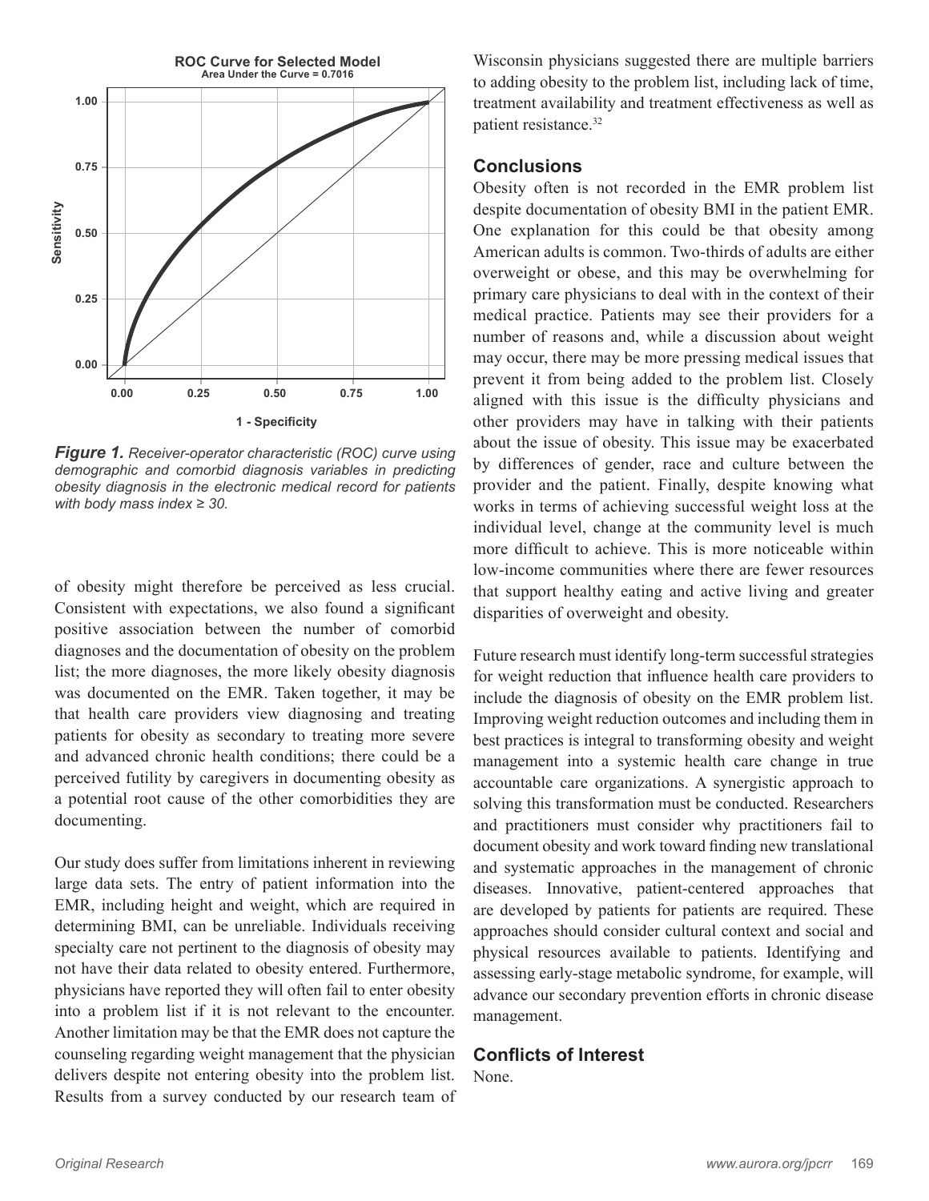*Figure 1. Receiver-operator characteristic (ROC) curve using demographic and comorbid diagnosis variables in predicting obesity diagnosis in the electronic medical record for patients with body mass index ≥ 30.*

of obesity might therefore be perceived as less crucial. Consistent with expectations, we also found a significant positive association between the number of comorbid diagnoses and the documentation of obesity on the problem list; the more diagnoses, the more likely obesity diagnosis was documented on the EMR. Taken together, it may be that health care providers view diagnosing and treating patients for obesity as secondary to treating more severe and advanced chronic health conditions; there could be a perceived futility by caregivers in documenting obesity as a potential root cause of the other comorbidities they are documenting.

Our study does suffer from limitations inherent in reviewing large data sets. The entry of patient information into the EMR, including height and weight, which are required in determining BMI, can be unreliable. Individuals receiving specialty care not pertinent to the diagnosis of obesity may not have their data related to obesity entered. Furthermore, physicians have reported they will often fail to enter obesity into a problem list if it is not relevant to the encounter. Another limitation may be that the EMR does not capture the counseling regarding weight management that the physician delivers despite not entering obesity into the problem list. Results from a survey conducted by our research team of Wisconsin physicians suggested there are multiple barriers to adding obesity to the problem list, including lack of time, treatment availability and treatment effectiveness as well as patient resistance.[32]

## Conclusions

Obesity often is not recorded in the EMR problem list despite documentation of obesity BMI in the patient EMR. One explanation for this could be that obesity among American adults is common. Two-thirds of adults are either overweight or obese, and this may be overwhelming for primary care physicians to deal with in the context of their medical practice. Patients may see their providers for a number of reasons and, while a discussion about weight may occur, there may be more pressing medical issues that prevent it from being added to the problem list. Closely aligned with this issue is the difficulty physicians and other providers may have in talking with their patients about the issue of obesity. This issue may be exacerbated by differences of gender, race and culture between the provider and the patient. Finally, despite knowing what works in terms of achieving successful weight loss at the individual level, change at the community level is much more difficult to achieve. This is more noticeable within low-income communities where there are fewer resources that support healthy eating and active living and greater disparities of overweight and obesity.

Future research must identify long-term successful strategies for weight reduction that influence health care providers to include the diagnosis of obesity on the EMR problem list. Improving weight reduction outcomes and including them in best practices is integral to transforming obesity and weight management into a systemic health care change in true accountable care organizations. A synergistic approach to solving this transformation must be conducted. Researchers and practitioners must consider why practitioners fail to document obesity and work toward finding new translational and systematic approaches in the management of chronic diseases. Innovative, patient-centered approaches that are developed by patients for patients are required. These approaches should consider cultural context and social and physical resources available to patients. Identifying and assessing early-stage metabolic syndrome, for example, will advance our secondary prevention efforts in chronic disease management.

## Conflicts of Interest

None.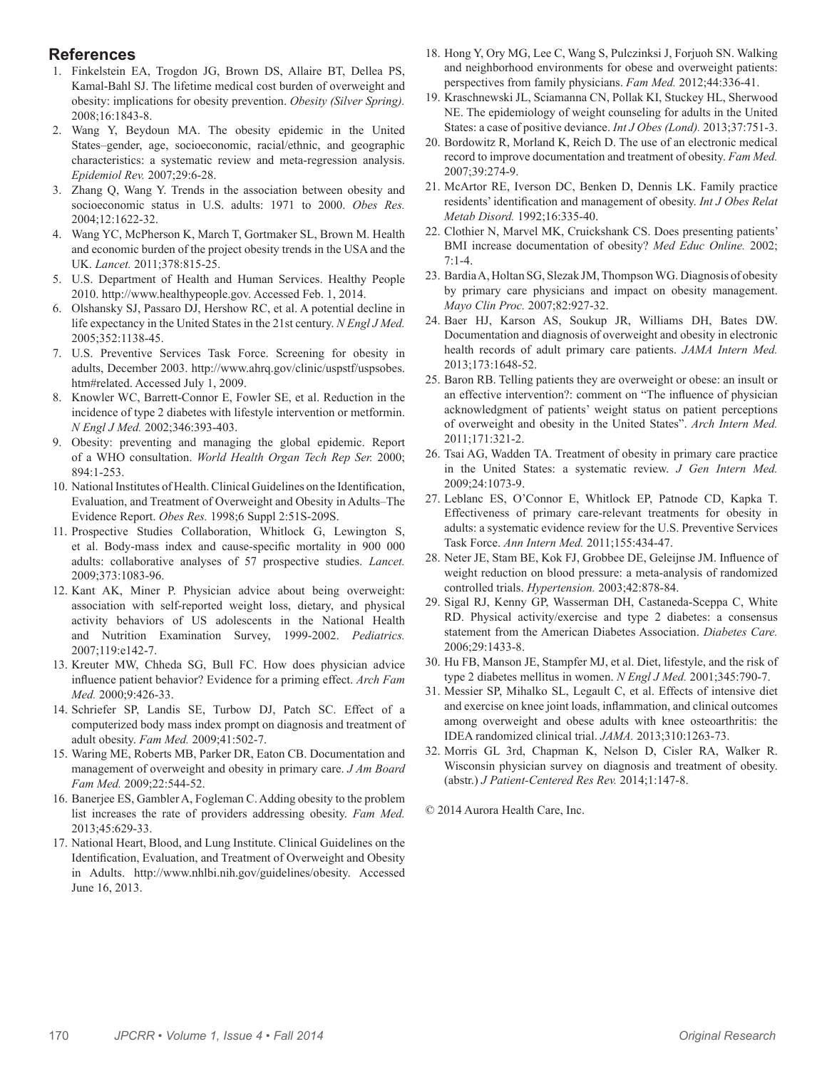## References

1. Finkelstein EA, Trogdon JG, Brown DS, Allaire BT, Dellea PS, Kamal-Bahl SJ. The lifetime medical cost burden of overweight and obesity: implications for obesity prevention. *Obesity (Silver Spring).* 2008;16:1843-8.
2. Wang Y, Beydoun MA. The obesity epidemic in the United States–gender, age, socioeconomic, racial/ethnic, and geographic characteristics: a systematic review and meta-regression analysis. *Epidemiol Rev.* 2007;29:6-28.
3. Zhang Q, Wang Y. Trends in the association between obesity and socioeconomic status in U.S. adults: 1971 to 2000. *Obes Res.* 2004;12:1622-32.
4. Wang YC, McPherson K, March T, Gortmaker SL, Brown M. Health and economic burden of the project obesity trends in the USA and the UK. *Lancet.* 2011;378:815-25.
5. U.S. Department of Health and Human Services. Healthy People 2010. http://www.healthypeople.gov. Accessed Feb. 1, 2014.
6. Olshansky SJ, Passaro DJ, Hershow RC, et al. A potential decline in life expectancy in the United States in the 21st century. *N Engl J Med.* 2005;352:1138-45.
7. U.S. Preventive Services Task Force. Screening for obesity in adults, December 2003. http://www.ahrq.gov/clinic/uspstf/uspsobes.htm#related. Accessed July 1, 2009.
8. Knowler WC, Barrett-Connor E, Fowler SE, et al. Reduction in the incidence of type 2 diabetes with lifestyle intervention or metformin. *N Engl J Med.* 2002;346:393-403.
9. Obesity: preventing and managing the global epidemic. Report of a WHO consultation. *World Health Organ Tech Rep Ser.* 2000; 894:1-253.
10. National Institutes of Health. Clinical Guidelines on the Identification, Evaluation, and Treatment of Overweight and Obesity in Adults–The Evidence Report. *Obes Res.* 1998;6 Suppl 2:51S-209S.
11. Prospective Studies Collaboration, Whitlock G, Lewington S, et al. Body-mass index and cause-specific mortality in 900 000 adults: collaborative analyses of 57 prospective studies. *Lancet.* 2009;373:1083-96.
12. Kant AK, Miner P. Physician advice about being overweight: association with self-reported weight loss, dietary, and physical activity behaviors of US adolescents in the National Health and Nutrition Examination Survey, 1999-2002. *Pediatrics.* 2007;119:e142-7.
13. Kreuter MW, Chheda SG, Bull FC. How does physician advice influence patient behavior? Evidence for a priming effect. *Arch Fam Med.* 2000;9:426-33.
14. Schriefer SP, Landis SE, Turbow DJ, Patch SC. Effect of a computerized body mass index prompt on diagnosis and treatment of adult obesity. *Fam Med.* 2009;41:502-7.
15. Waring ME, Roberts MB, Parker DR, Eaton CB. Documentation and management of overweight and obesity in primary care. *J Am Board Fam Med.* 2009;22:544-52.
16. Banerjee ES, Gambler A, Fogleman C. Adding obesity to the problem list increases the rate of providers addressing obesity. *Fam Med.* 2013;45:629-33.
17. National Heart, Blood, and Lung Institute. Clinical Guidelines on the Identification, Evaluation, and Treatment of Overweight and Obesity in Adults. http://www.nhlbi.nih.gov/guidelines/obesity. Accessed June 16, 2013.
18. Hong Y, Ory MG, Lee C, Wang S, Pulczinksi J, Forjuoh SN. Walking and neighborhood environments for obese and overweight patients: perspectives from family physicians. *Fam Med.* 2012;44:336-41.
19. Kraschnewski JL, Sciamanna CN, Pollak KI, Stuckey HL, Sherwood NE. The epidemiology of weight counseling for adults in the United States: a case of positive deviance. *Int J Obes (Lond).* 2013;37:751-3.
20. Bordowitz R, Morland K, Reich D. The use of an electronic medical record to improve documentation and treatment of obesity. *Fam Med.* 2007;39:274-9.
21. McArtor RE, Iverson DC, Benken D, Dennis LK. Family practice residents' identification and management of obesity. *Int J Obes Relat Metab Disord.* 1992;16:335-40.
22. Clothier N, Marvel MK, Cruickshank CS. Does presenting patients' BMI increase documentation of obesity? *Med Educ Online.* 2002; 7:1-4.
23. Bardia A, Holtan SG, Slezak JM, Thompson WG. Diagnosis of obesity by primary care physicians and impact on obesity management. *Mayo Clin Proc.* 2007;82:927-32.
24. Baer HJ, Karson AS, Soukup JR, Williams DH, Bates DW. Documentation and diagnosis of overweight and obesity in electronic health records of adult primary care patients. *JAMA Intern Med.* 2013;173:1648-52.
25. Baron RB. Telling patients they are overweight or obese: an insult or an effective intervention?: comment on "The influence of physician acknowledgment of patients' weight status on patient perceptions of overweight and obesity in the United States". *Arch Intern Med.* 2011;171:321-2.
26. Tsai AG, Wadden TA. Treatment of obesity in primary care practice in the United States: a systematic review. *J Gen Intern Med.* 2009;24:1073-9.
27. Leblanc ES, O'Connor E, Whitlock EP, Patnode CD, Kapka T. Effectiveness of primary care-relevant treatments for obesity in adults: a systematic evidence review for the U.S. Preventive Services Task Force. *Ann Intern Med.* 2011;155:434-47.
28. Neter JE, Stam BE, Kok FJ, Grobbee DE, Geleijnse JM. Influence of weight reduction on blood pressure: a meta-analysis of randomized controlled trials. *Hypertension.* 2003;42:878-84.
29. Sigal RJ, Kenny GP, Wasserman DH, Castaneda-Sceppa C, White RD. Physical activity/exercise and type 2 diabetes: a consensus statement from the American Diabetes Association. *Diabetes Care.* 2006;29:1433-8.
30. Hu FB, Manson JE, Stampfer MJ, et al. Diet, lifestyle, and the risk of type 2 diabetes mellitus in women. *N Engl J Med.* 2001;345:790-7.
31. Messier SP, Mihalko SL, Legault C, et al. Effects of intensive diet and exercise on knee joint loads, inflammation, and clinical outcomes among overweight and obese adults with knee osteoarthritis: the IDEA randomized clinical trial. *JAMA.* 2013;310:1263-73.
32. Morris GL 3rd, Chapman K, Nelson D, Cisler RA, Walker R. Wisconsin physician survey on diagnosis and treatment of obesity. (abstr.) *J Patient-Centered Res Rev.* 2014;1:147-8.

© 2014 Aurora Health Care, Inc.